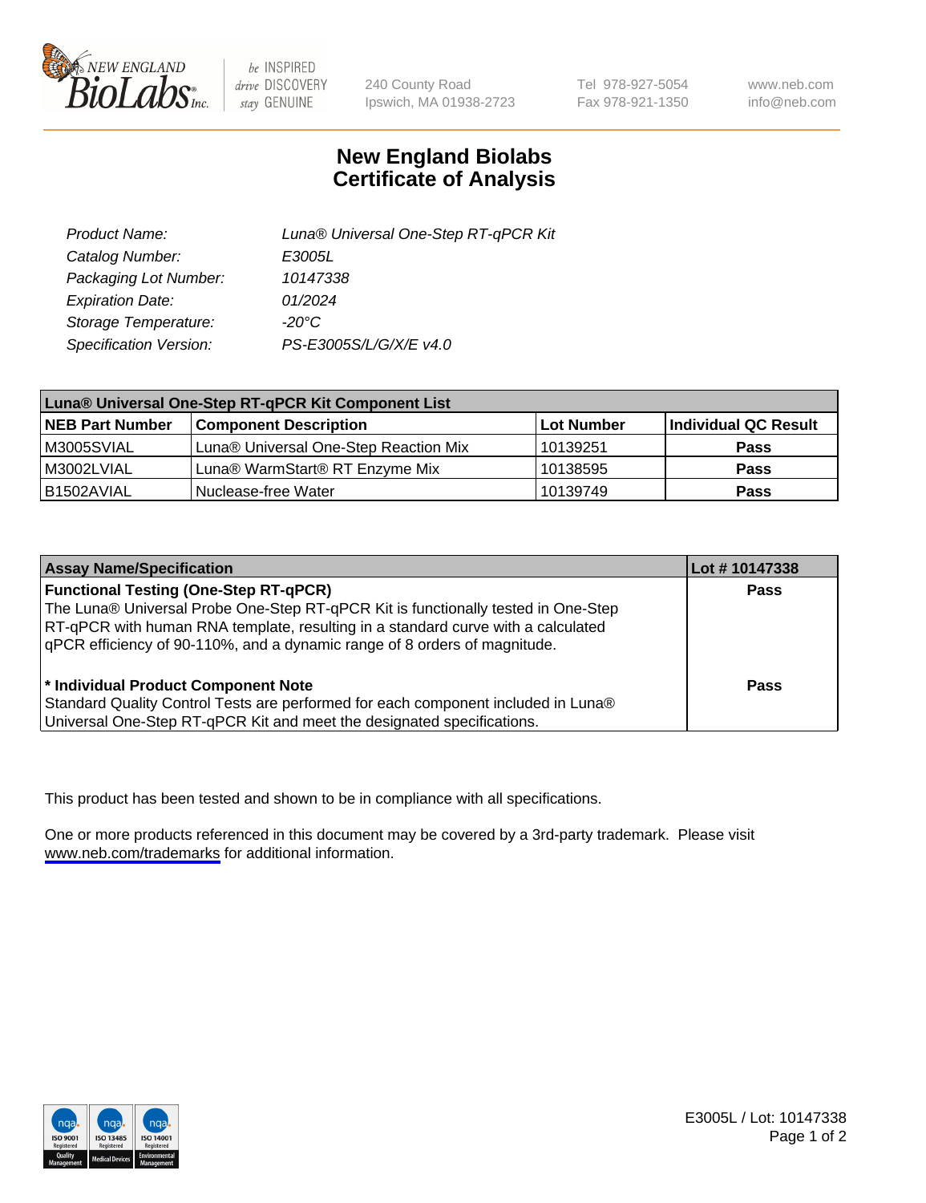New England BioLabs Inc. — be INSPIRED drive DISCOVERY stay GENUINE

240 County Road
Ipswich, MA 01938-2723

Tel 978-927-5054
Fax 978-921-1350

www.neb.com
info@neb.com

# New England Biolabs
# Certificate of Analysis

| | |
|---|---|
| *Product Name:* | *Luna® Universal One-Step RT-qPCR Kit* |
| *Catalog Number:* | *E3005L* |
| *Packaging Lot Number:* | *10147338* |
| *Expiration Date:* | *01/2024* |
| *Storage Temperature:* | *-20°C* |
| *Specification Version:* | *PS-E3005S/L/G/X/E v4.0* |

| **Luna® Universal One-Step RT-qPCR Kit Component List** | | | |
|---|---|---|---|
| **NEB Part Number** | **Component Description** | **Lot Number** | **Individual QC Result** |
| M3005SVIAL | Luna® Universal One-Step Reaction Mix | 10139251 | **Pass** |
| M3002LVIAL | Luna® WarmStart® RT Enzyme Mix | 10138595 | **Pass** |
| B1502AVIAL | Nuclease-free Water | 10139749 | **Pass** |

| **Assay Name/Specification** | **Lot # 10147338** |
|---|---|
| **Functional Testing (One-Step RT-qPCR)** The Luna® Universal Probe One-Step RT-qPCR Kit is functionally tested in One-Step RT-qPCR with human RNA template, resulting in a standard curve with a calculated qPCR efficiency of 90-110%, and a dynamic range of 8 orders of magnitude. | **Pass** |
| **\* Individual Product Component Note** Standard Quality Control Tests are performed for each component included in Luna® Universal One-Step RT-qPCR Kit and meet the designated specifications. | **Pass** |

This product has been tested and shown to be in compliance with all specifications.

One or more products referenced in this document may be covered by a 3rd-party trademark. Please visit www.neb.com/trademarks for additional information.

E3005L / Lot: 10147338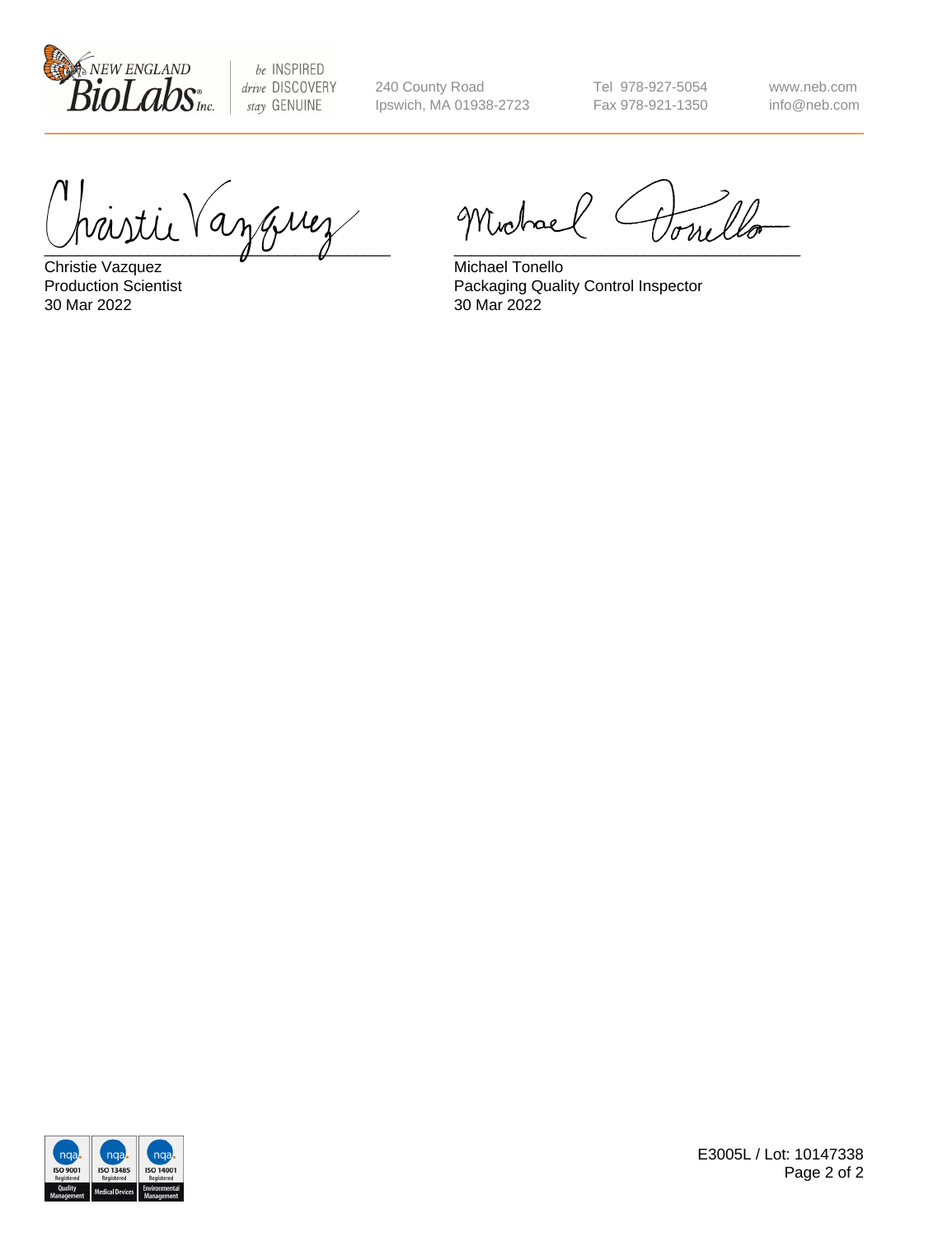240 County Road
Ipswich, MA 01938-2723

Tel 978-927-5054
Fax 978-921-1350

www.neb.com
info@neb.com

Christie Vazquez
Production Scientist
30 Mar 2022

Michael Tonello
Packaging Quality Control Inspector
30 Mar 2022

E3005L / Lot: 10147338